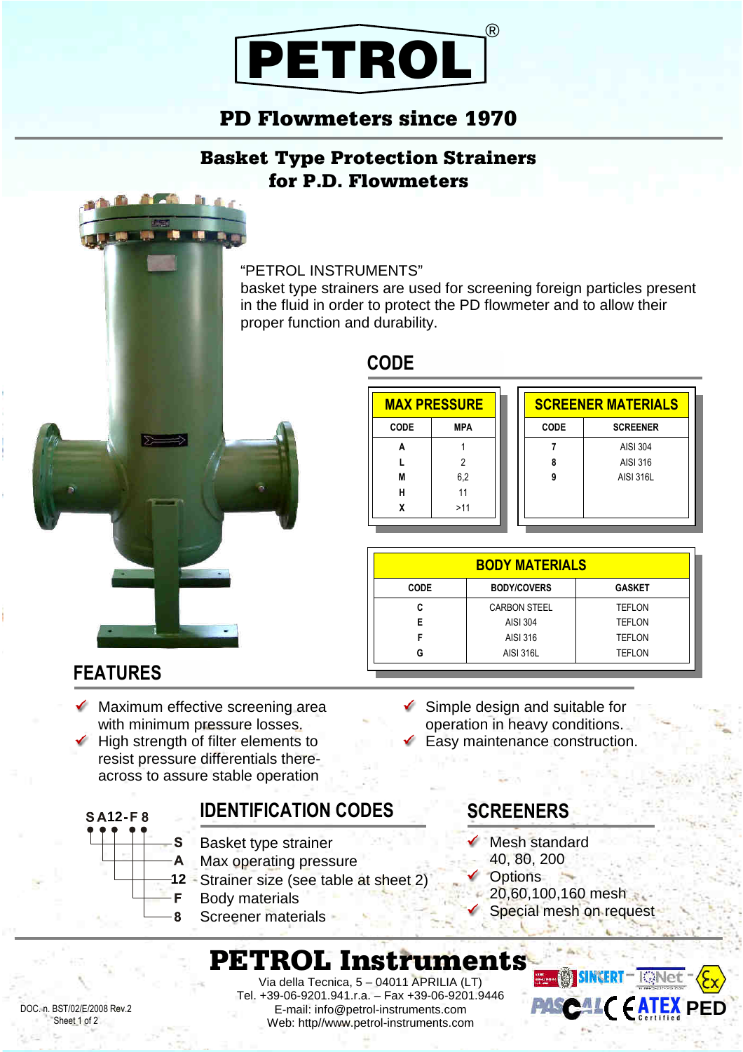# PETROL®

## PD Flowmeters since 1970

## Basket Type Protection Strainers for P.D. Flowmeters

"PETROL INSTRUMENTS"
basket type strainers are used for screening foreign particles present in the fluid in order to protect the PD flowmeter and to allow their proper function and durability.

## CODE

**MAX PRESSURE**

| CODE | MPA |
|---|---|
| A | 1 |
| L | 2 |
| M | 6,2 |
| H | 11 |
| X | >11 |

**SCREENER MATERIALS**

| CODE | SCREENER |
|---|---|
| 7 | AISI 304 |
| 8 | AISI 316 |
| 9 | AISI 316L |

**BODY MATERIALS**

| CODE | BODY/COVERS | GASKET |
|---|---|---|
| C | CARBON STEEL | TEFLON |
| E | AISI 304 | TEFLON |
| F | AISI 316 | TEFLON |
| G | AISI 316L | TEFLON |

## FEATURES

- Maximum effective screening area with minimum pressure losses.
- High strength of filter elements to resist pressure differentials there-across to assure stable operation
- Simple design and suitable for operation in heavy conditions.
- Easy maintenance construction.

## IDENTIFICATION CODES

SA12-F8

- S – Basket type strainer
- A – Max operating pressure
- 12 – Strainer size (see table at sheet 2)
- F – Body materials
- 8 – Screener materials

## SCREENERS

- Mesh standard 40, 80, 200
- Options 20,60,100,160 mesh
- Special mesh on request

# PETROL Instruments

Via della Tecnica, 5 – 04011 APRILIA (LT)
Tel. +39-06-9201.941.r.a. – Fax +39-06-9201.9446
E-mail: info@petrol-instruments.com
Web: http//www.petrol-instruments.com

DOC. n. BST/02/E/2008 Rev.2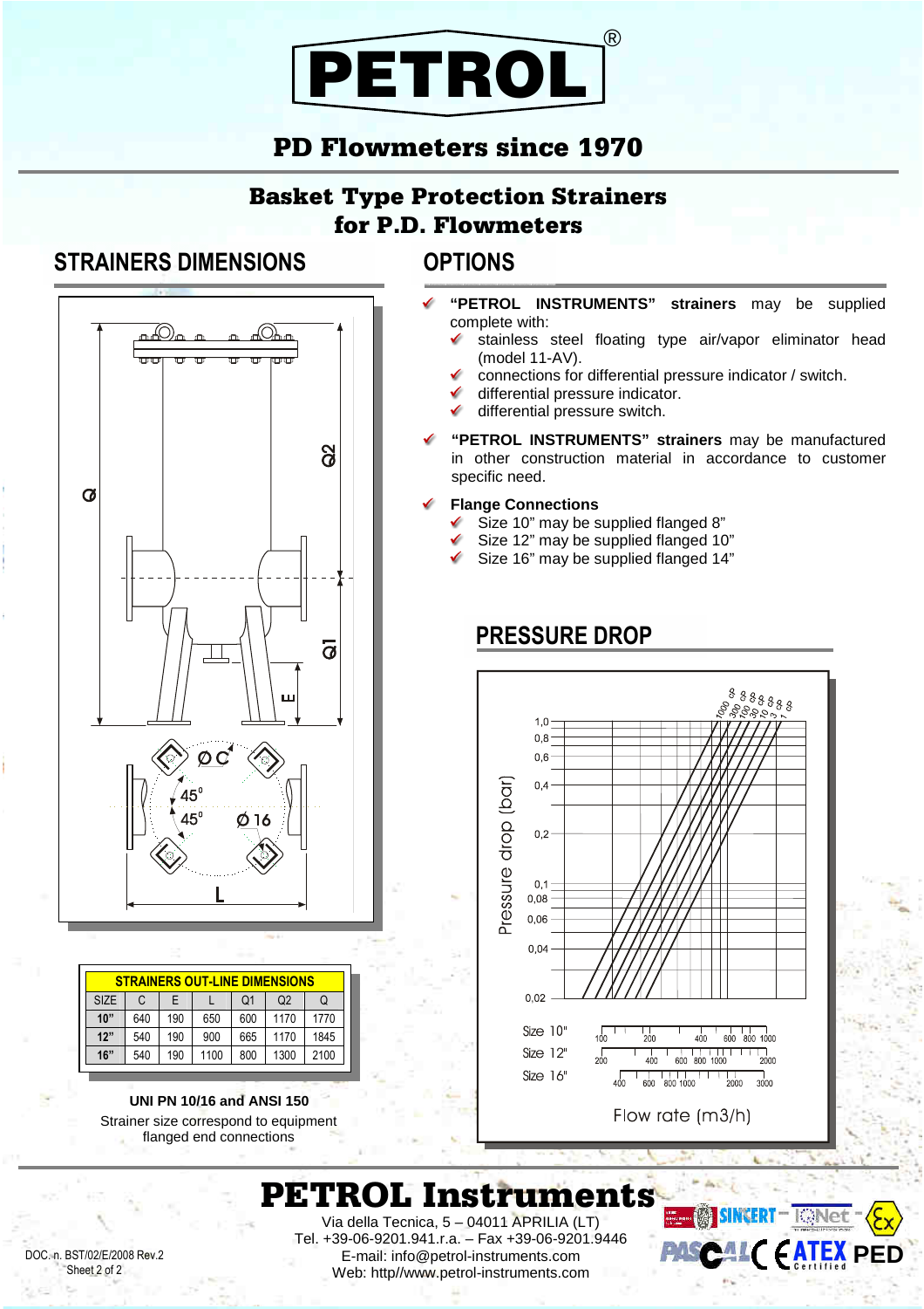# PETROL®

## PD Flowmeters since 1970

## Basket Type Protection Strainers for P.D. Flowmeters

## STRAINERS DIMENSIONS

Q
Q2
Q1
E
Ø C
45°
45°
Ø 16
L

| STRAINERS OUT-LINE DIMENSIONS | | | | | | |
|---|---|---|---|---|---|---|
| SIZE | C | E | L | Q1 | Q2 | Q |
| **10"** | 640 | 190 | 650 | 600 | 1170 | 1770 |
| **12"** | 540 | 190 | 900 | 665 | 1170 | 1845 |
| **16"** | 540 | 190 | 1100 | 800 | 1300 | 2100 |

**UNI PN 10/16 and ANSI 150**

Strainer size correspond to equipment flanged end connections

## OPTIONS

- **"PETROL INSTRUMENTS" strainers** may be supplied complete with:
  - stainless steel floating type air/vapor eliminator head (model 11-AV).
  - connections for differential pressure indicator / switch.
  - differential pressure indicator.
  - differential pressure switch.
- **"PETROL INSTRUMENTS" strainers** may be manufactured in other construction material in accordance to customer specific need.
- **Flange Connections**
  - Size 10" may be supplied flanged 8"
  - Size 12" may be supplied flanged 10"
  - Size 16" may be supplied flanged 14"

## PRESSURE DROP

1000 cP
300 cP
100 cP
30 cP
10 cP
3 cP
1 cP

Pressure drop (bar)

1,0
0,8
0,6
0,4
0,2
0,1
0,08
0,06
0,04
0,02

Size 10" 100 200 400 600 800 1000

Size 12" 200 400 600 800 1000 2000

Size 16" 400 600 800 1000 2000 3000

Flow rate (m3/h)

# PETROL Instruments

Via della Tecnica, 5 – 04011 APRILIA (LT)
Tel. +39-06-9201.941.r.a. – Fax +39-06-9201.9446
E-mail: info@petrol-instruments.com
Web: http//www.petrol-instruments.com

SINCERT – IQNet – PASCAL – CE – ATEX Certified – PED

DOC. n. BST/02/E/2008 Rev.2
Sheet 2 of 2